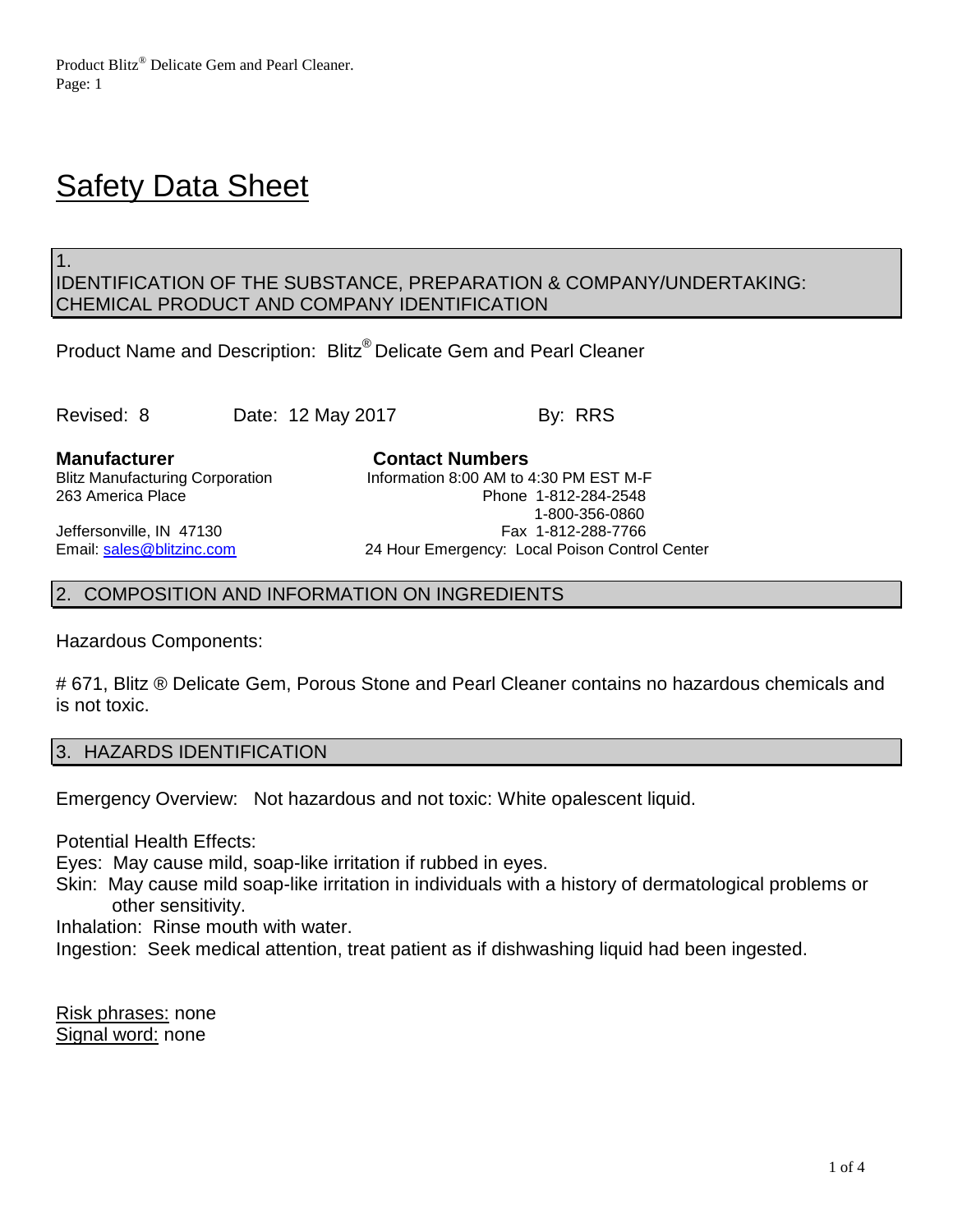# Safety Data Sheet

## 1. IDENTIFICATION OF THE SUBSTANCE, PREPARATION & COMPANY/UNDERTAKING: CHEMICAL PRODUCT AND COMPANY IDENTIFICATION

Product Name and Description: Blitz® Delicate Gem and Pearl Cleaner

Revised: 8     Date: 12 May 2017     By: RRS

**Manufacturer**

Blitz Manufacturing Corporation
263 America Place

Jeffersonville, IN 47130
Email: sales@blitzinc.com

**Contact Numbers**

Information 8:00 AM to 4:30 PM EST M-F
Phone 1-812-284-2548
1-800-356-0860
Fax 1-812-288-7766
24 Hour Emergency: Local Poison Control Center

## 2. COMPOSITION AND INFORMATION ON INGREDIENTS

Hazardous Components:

# 671, Blitz ® Delicate Gem, Porous Stone and Pearl Cleaner contains no hazardous chemicals and is not toxic.

## 3. HAZARDS IDENTIFICATION

Emergency Overview: Not hazardous and not toxic: White opalescent liquid.

Potential Health Effects:
Eyes: May cause mild, soap-like irritation if rubbed in eyes.
Skin: May cause mild soap-like irritation in individuals with a history of dermatological problems or other sensitivity.
Inhalation: Rinse mouth with water.
Ingestion: Seek medical attention, treat patient as if dishwashing liquid had been ingested.

Risk phrases: none
Signal word: none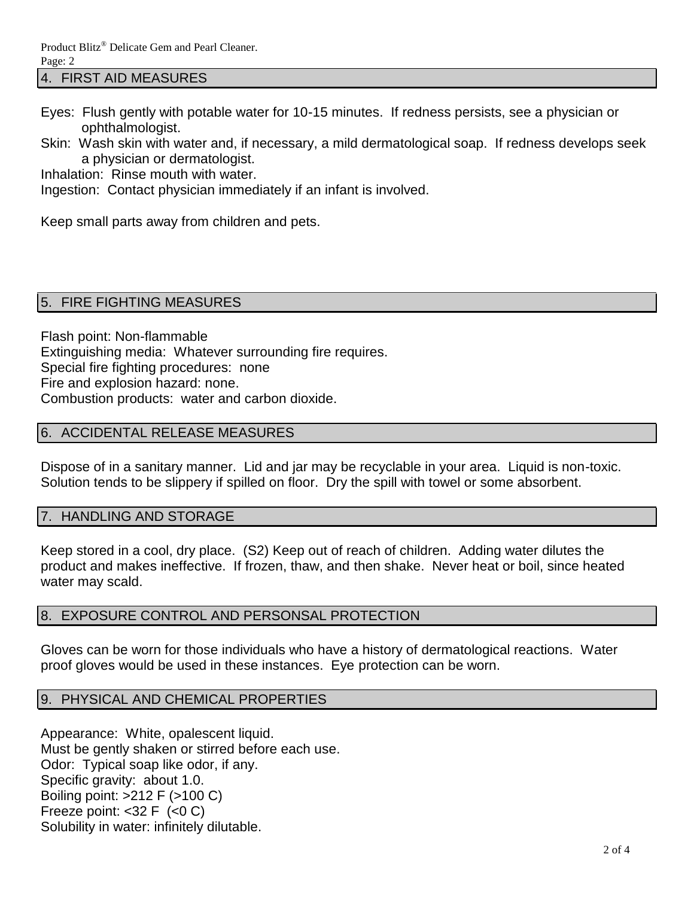## 4. FIRST AID MEASURES

Eyes: Flush gently with potable water for 10-15 minutes. If redness persists, see a physician or ophthalmologist.

Skin: Wash skin with water and, if necessary, a mild dermatological soap. If redness develops seek a physician or dermatologist.

Inhalation: Rinse mouth with water.

Ingestion: Contact physician immediately if an infant is involved.

Keep small parts away from children and pets.

## 5. FIRE FIGHTING MEASURES

Flash point: Non-flammable

Extinguishing media: Whatever surrounding fire requires.

Special fire fighting procedures: none

Fire and explosion hazard: none.

Combustion products: water and carbon dioxide.

## 6. ACCIDENTAL RELEASE MEASURES

Dispose of in a sanitary manner. Lid and jar may be recyclable in your area. Liquid is non-toxic. Solution tends to be slippery if spilled on floor. Dry the spill with towel or some absorbent.

## 7. HANDLING AND STORAGE

Keep stored in a cool, dry place. (S2) Keep out of reach of children. Adding water dilutes the product and makes ineffective. If frozen, thaw, and then shake. Never heat or boil, since heated water may scald.

## 8. EXPOSURE CONTROL AND PERSONSAL PROTECTION

Gloves can be worn for those individuals who have a history of dermatological reactions. Water proof gloves would be used in these instances. Eye protection can be worn.

## 9. PHYSICAL AND CHEMICAL PROPERTIES

Appearance: White, opalescent liquid.

Must be gently shaken or stirred before each use.

Odor: Typical soap like odor, if any.

Specific gravity: about 1.0.

Boiling point: >212 F (>100 C)

Freeze point: <32 F (<0 C)

Solubility in water: infinitely dilutable.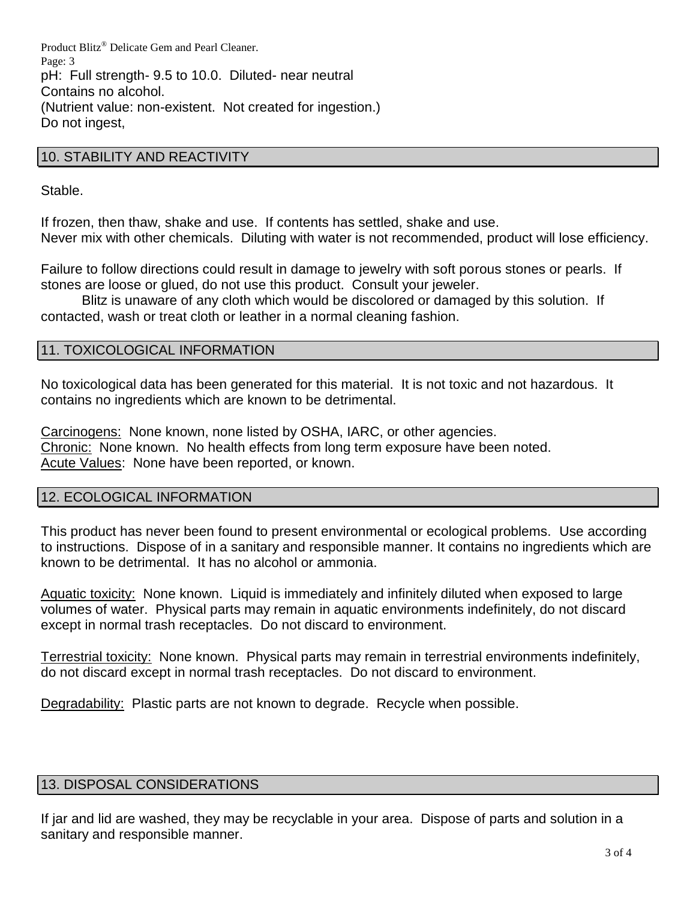pH: Full strength- 9.5 to 10.0. Diluted- near neutral
Contains no alcohol.
(Nutrient value: non-existent. Not created for ingestion.)
Do not ingest,

## 10. STABILITY AND REACTIVITY

Stable.

If frozen, then thaw, shake and use. If contents has settled, shake and use.
Never mix with other chemicals. Diluting with water is not recommended, product will lose efficiency.

Failure to follow directions could result in damage to jewelry with soft porous stones or pearls. If stones are loose or glued, do not use this product. Consult your jeweler.

Blitz is unaware of any cloth which would be discolored or damaged by this solution. If contacted, wash or treat cloth or leather in a normal cleaning fashion.

## 11. TOXICOLOGICAL INFORMATION

No toxicological data has been generated for this material. It is not toxic and not hazardous. It contains no ingredients which are known to be detrimental.

Carcinogens: None known, none listed by OSHA, IARC, or other agencies.
Chronic: None known. No health effects from long term exposure have been noted.
Acute Values: None have been reported, or known.

## 12. ECOLOGICAL INFORMATION

This product has never been found to present environmental or ecological problems. Use according to instructions. Dispose of in a sanitary and responsible manner. It contains no ingredients which are known to be detrimental. It has no alcohol or ammonia.

Aquatic toxicity: None known. Liquid is immediately and infinitely diluted when exposed to large volumes of water. Physical parts may remain in aquatic environments indefinitely, do not discard except in normal trash receptacles. Do not discard to environment.

Terrestrial toxicity: None known. Physical parts may remain in terrestrial environments indefinitely, do not discard except in normal trash receptacles. Do not discard to environment.

Degradability: Plastic parts are not known to degrade. Recycle when possible.

## 13. DISPOSAL CONSIDERATIONS

If jar and lid are washed, they may be recyclable in your area. Dispose of parts and solution in a sanitary and responsible manner.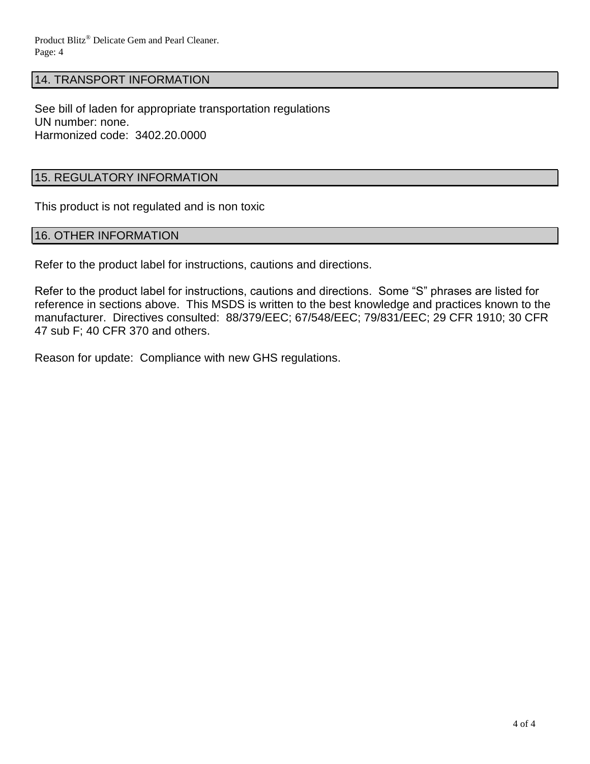## 14. TRANSPORT INFORMATION

See bill of laden for appropriate transportation regulations
UN number: none.
Harmonized code: 3402.20.0000

## 15. REGULATORY INFORMATION

This product is not regulated and is non toxic

## 16. OTHER INFORMATION

Refer to the product label for instructions, cautions and directions.

Refer to the product label for instructions, cautions and directions. Some "S" phrases are listed for reference in sections above. This MSDS is written to the best knowledge and practices known to the manufacturer. Directives consulted: 88/379/EEC; 67/548/EEC; 79/831/EEC; 29 CFR 1910; 30 CFR 47 sub F; 40 CFR 370 and others.

Reason for update: Compliance with new GHS regulations.